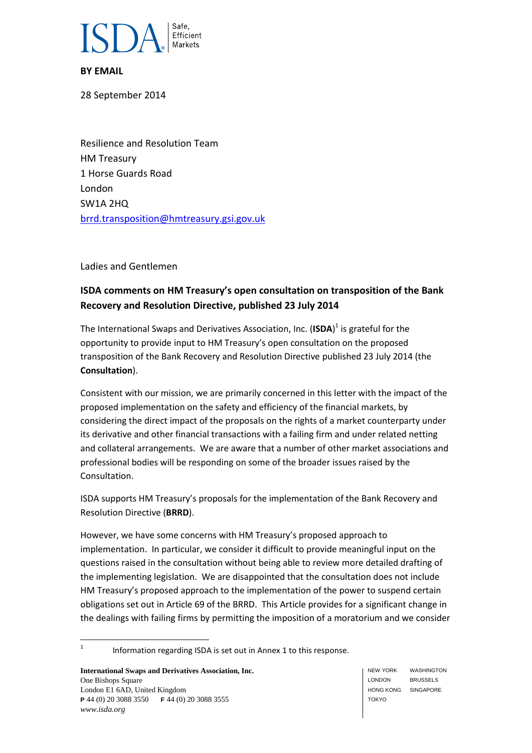**BY EMAIL**

28 September 2014

Resilience and Resolution Team
HM Treasury
1 Horse Guards Road
London
SW1A 2HQ
brrd.transposition@hmtreasury.gsi.gov.uk

Ladies and Gentlemen

**ISDA comments on HM Treasury's open consultation on transposition of the Bank Recovery and Resolution Directive, published 23 July 2014**

The International Swaps and Derivatives Association, Inc. (**ISDA**)[1] is grateful for the opportunity to provide input to HM Treasury's open consultation on the proposed transposition of the Bank Recovery and Resolution Directive published 23 July 2014 (the **Consultation**).

Consistent with our mission, we are primarily concerned in this letter with the impact of the proposed implementation on the safety and efficiency of the financial markets, by considering the direct impact of the proposals on the rights of a market counterparty under its derivative and other financial transactions with a failing firm and under related netting and collateral arrangements. We are aware that a number of other market associations and professional bodies will be responding on some of the broader issues raised by the Consultation.

ISDA supports HM Treasury's proposals for the implementation of the Bank Recovery and Resolution Directive (**BRRD**).

However, we have some concerns with HM Treasury's proposed approach to implementation. In particular, we consider it difficult to provide meaningful input on the questions raised in the consultation without being able to review more detailed drafting of the implementing legislation. We are disappointed that the consultation does not include HM Treasury's proposed approach to the implementation of the power to suspend certain obligations set out in Article 69 of the BRRD. This Article provides for a significant change in the dealings with failing firms by permitting the imposition of a moratorium and we consider

[1] Information regarding ISDA is set out in Annex 1 to this response.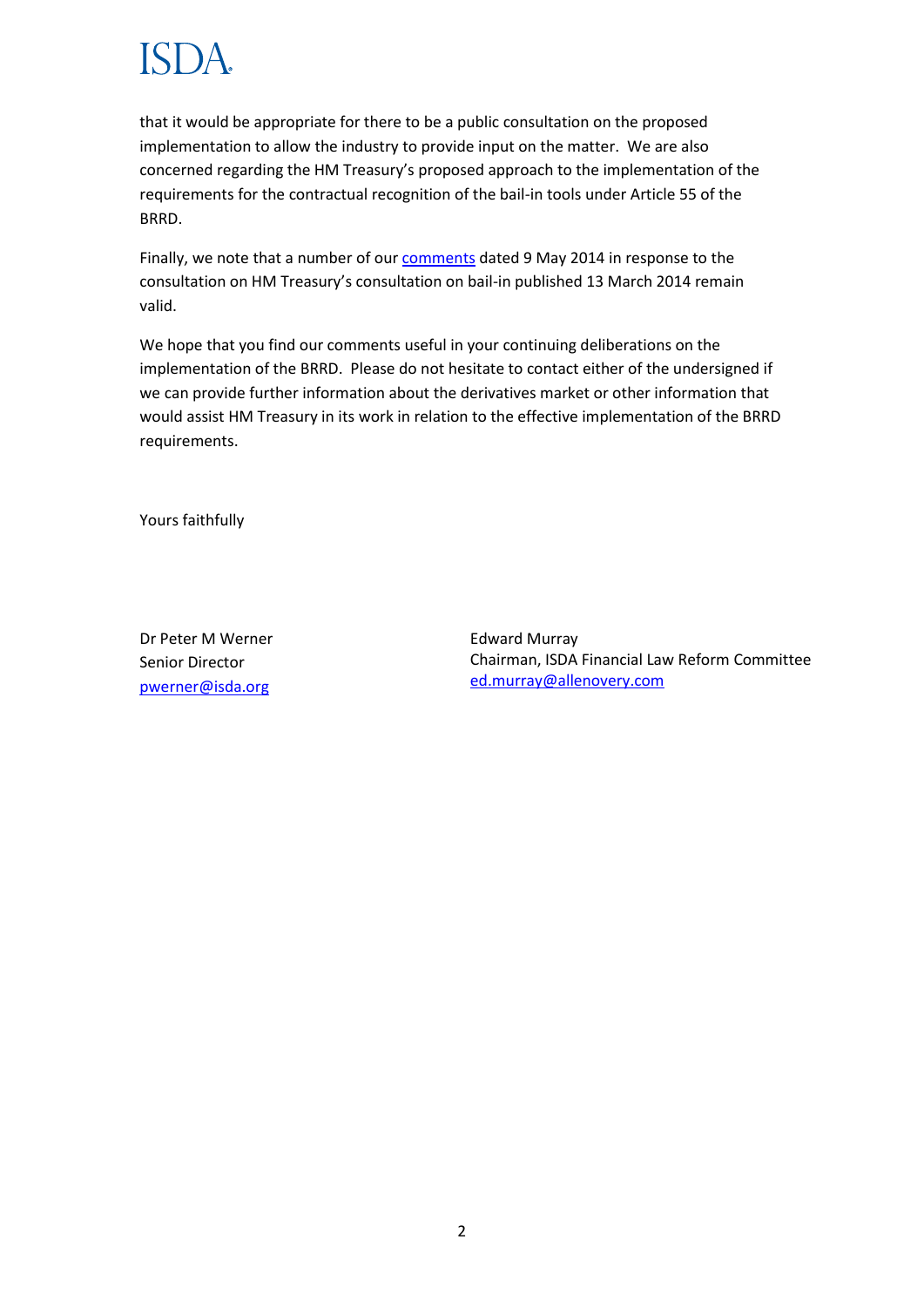that it would be appropriate for there to be a public consultation on the proposed implementation to allow the industry to provide input on the matter. We are also concerned regarding the HM Treasury's proposed approach to the implementation of the requirements for the contractual recognition of the bail-in tools under Article 55 of the BRRD.

Finally, we note that a number of our comments dated 9 May 2014 in response to the consultation on HM Treasury's consultation on bail-in published 13 March 2014 remain valid.

We hope that you find our comments useful in your continuing deliberations on the implementation of the BRRD. Please do not hesitate to contact either of the undersigned if we can provide further information about the derivatives market or other information that would assist HM Treasury in its work in relation to the effective implementation of the BRRD requirements.

Yours faithfully

Dr Peter M Werner
Senior Director
pwerner@isda.org

Edward Murray
Chairman, ISDA Financial Law Reform Committee
ed.murray@allenovery.com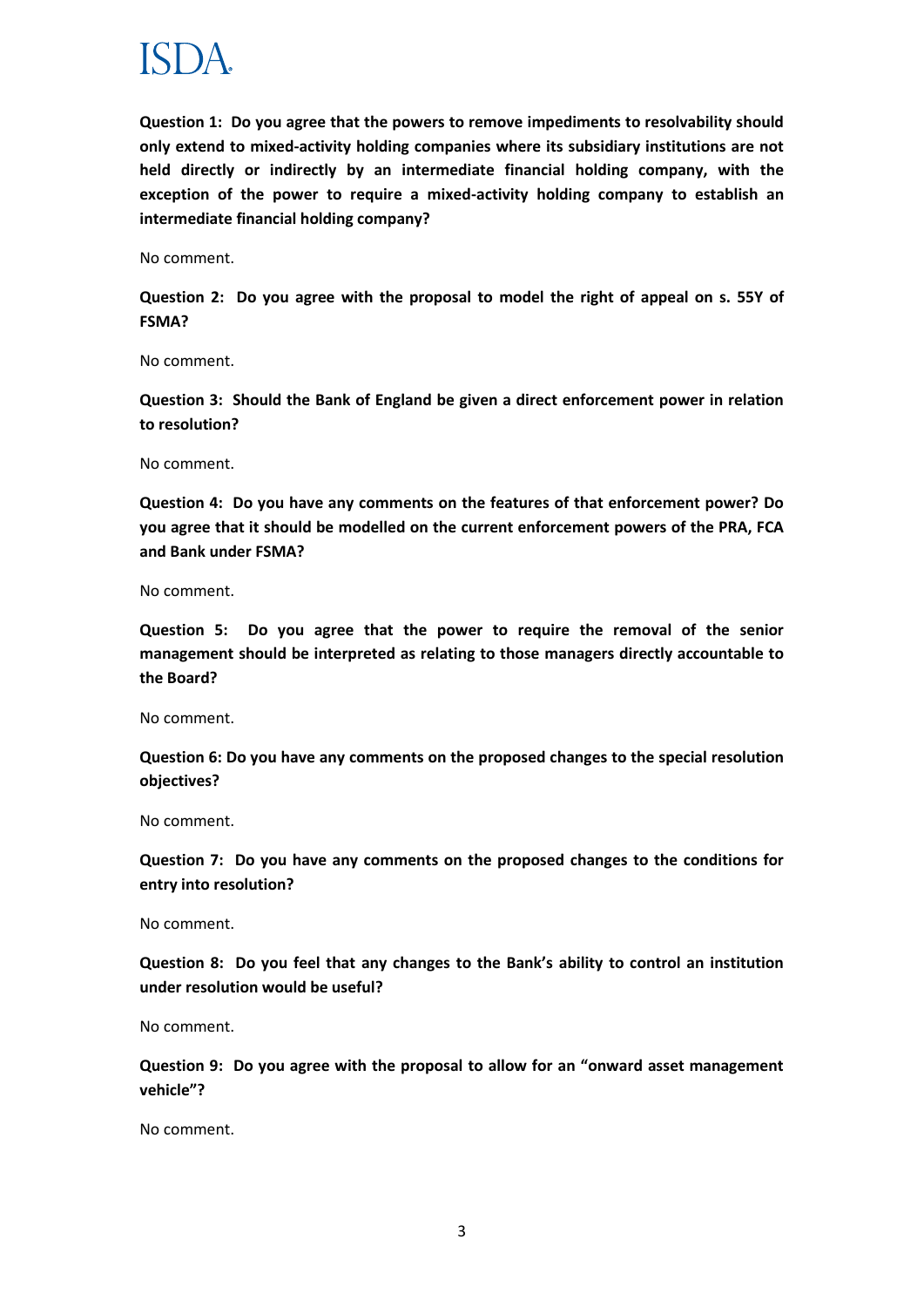**Question 1: Do you agree that the powers to remove impediments to resolvability should only extend to mixed-activity holding companies where its subsidiary institutions are not held directly or indirectly by an intermediate financial holding company, with the exception of the power to require a mixed-activity holding company to establish an intermediate financial holding company?**

No comment.

**Question 2: Do you agree with the proposal to model the right of appeal on s. 55Y of FSMA?**

No comment.

**Question 3: Should the Bank of England be given a direct enforcement power in relation to resolution?**

No comment.

**Question 4: Do you have any comments on the features of that enforcement power? Do you agree that it should be modelled on the current enforcement powers of the PRA, FCA and Bank under FSMA?**

No comment.

**Question 5: Do you agree that the power to require the removal of the senior management should be interpreted as relating to those managers directly accountable to the Board?**

No comment.

**Question 6: Do you have any comments on the proposed changes to the special resolution objectives?**

No comment.

**Question 7: Do you have any comments on the proposed changes to the conditions for entry into resolution?**

No comment.

**Question 8: Do you feel that any changes to the Bank's ability to control an institution under resolution would be useful?**

No comment.

**Question 9: Do you agree with the proposal to allow for an "onward asset management vehicle"?**

No comment.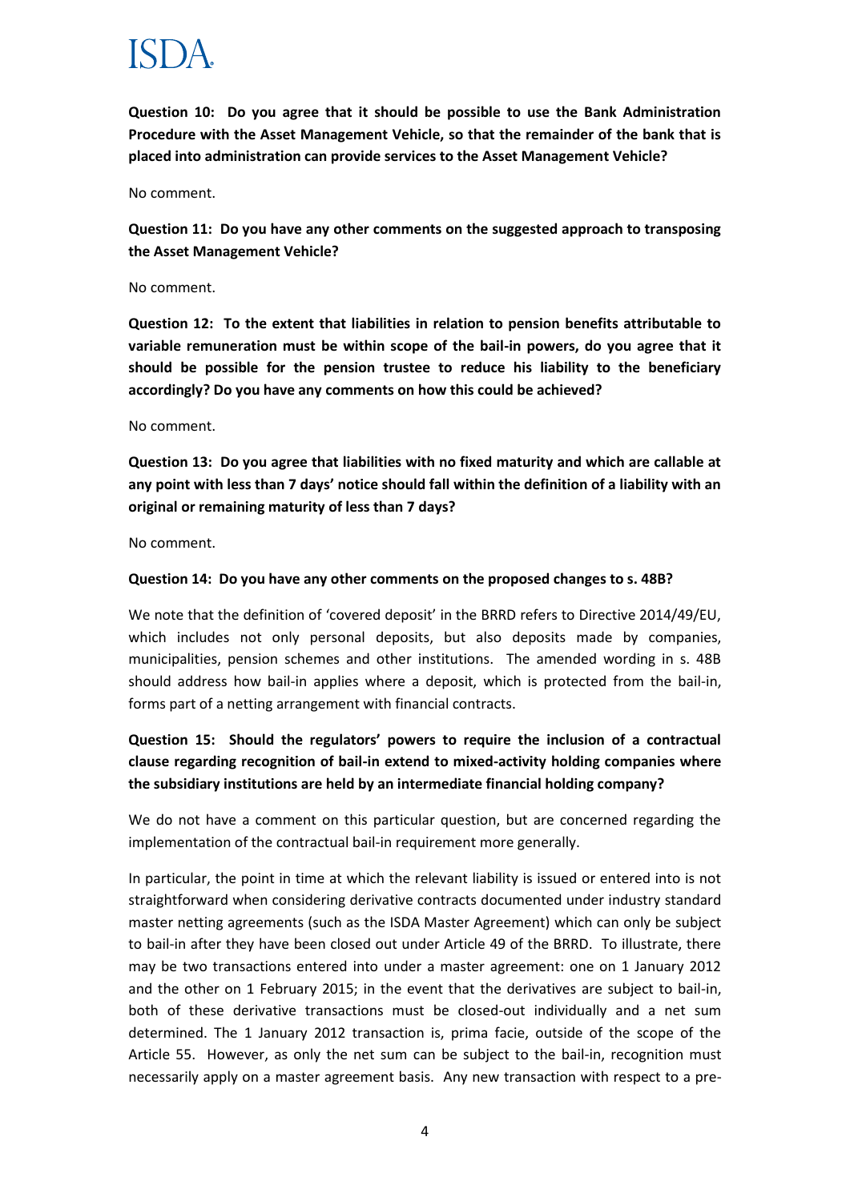**Question 10: Do you agree that it should be possible to use the Bank Administration Procedure with the Asset Management Vehicle, so that the remainder of the bank that is placed into administration can provide services to the Asset Management Vehicle?**

No comment.

**Question 11: Do you have any other comments on the suggested approach to transposing the Asset Management Vehicle?**

No comment.

**Question 12: To the extent that liabilities in relation to pension benefits attributable to variable remuneration must be within scope of the bail-in powers, do you agree that it should be possible for the pension trustee to reduce his liability to the beneficiary accordingly? Do you have any comments on how this could be achieved?**

No comment.

**Question 13: Do you agree that liabilities with no fixed maturity and which are callable at any point with less than 7 days' notice should fall within the definition of a liability with an original or remaining maturity of less than 7 days?**

No comment.

**Question 14: Do you have any other comments on the proposed changes to s. 48B?**

We note that the definition of 'covered deposit' in the BRRD refers to Directive 2014/49/EU, which includes not only personal deposits, but also deposits made by companies, municipalities, pension schemes and other institutions. The amended wording in s. 48B should address how bail-in applies where a deposit, which is protected from the bail-in, forms part of a netting arrangement with financial contracts.

**Question 15: Should the regulators' powers to require the inclusion of a contractual clause regarding recognition of bail-in extend to mixed-activity holding companies where the subsidiary institutions are held by an intermediate financial holding company?**

We do not have a comment on this particular question, but are concerned regarding the implementation of the contractual bail-in requirement more generally.

In particular, the point in time at which the relevant liability is issued or entered into is not straightforward when considering derivative contracts documented under industry standard master netting agreements (such as the ISDA Master Agreement) which can only be subject to bail-in after they have been closed out under Article 49 of the BRRD. To illustrate, there may be two transactions entered into under a master agreement: one on 1 January 2012 and the other on 1 February 2015; in the event that the derivatives are subject to bail-in, both of these derivative transactions must be closed-out individually and a net sum determined. The 1 January 2012 transaction is, prima facie, outside of the scope of the Article 55. However, as only the net sum can be subject to the bail-in, recognition must necessarily apply on a master agreement basis. Any new transaction with respect to a pre-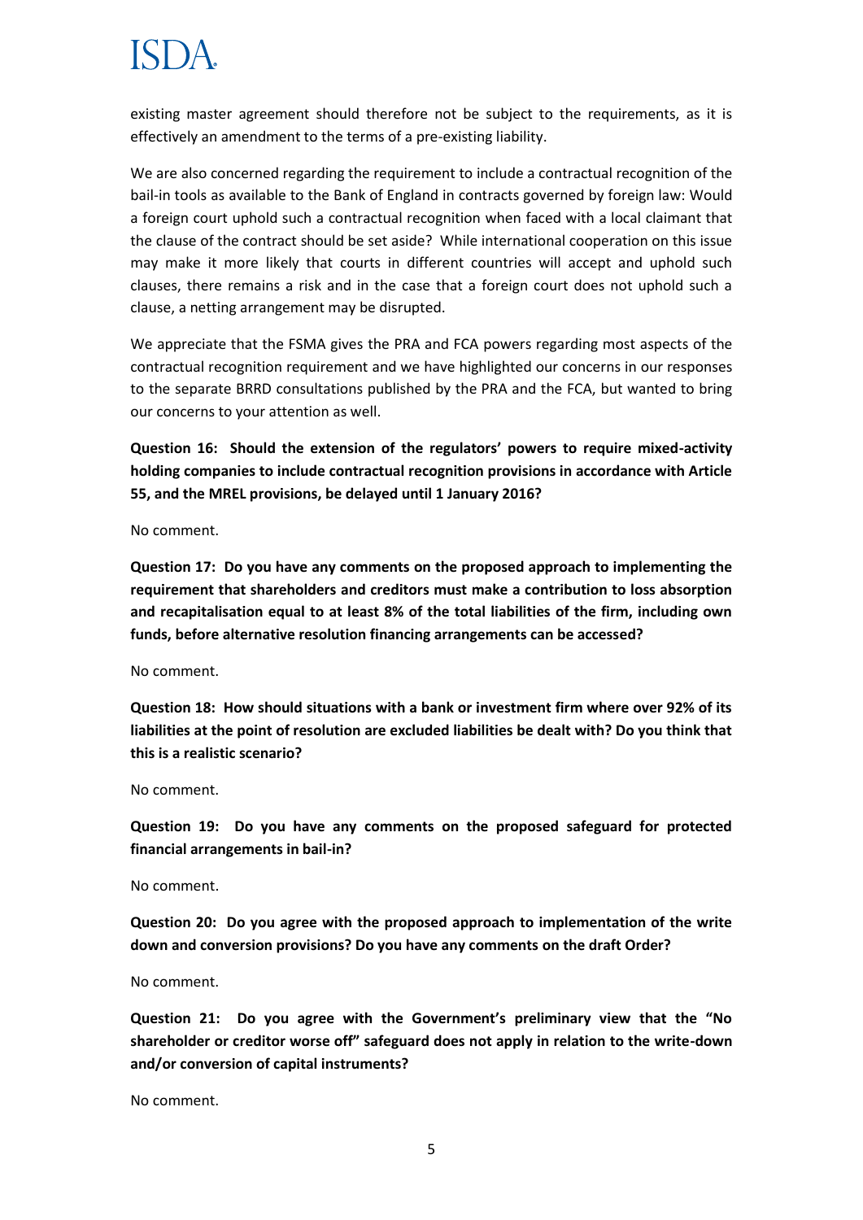existing master agreement should therefore not be subject to the requirements, as it is effectively an amendment to the terms of a pre-existing liability.

We are also concerned regarding the requirement to include a contractual recognition of the bail-in tools as available to the Bank of England in contracts governed by foreign law: Would a foreign court uphold such a contractual recognition when faced with a local claimant that the clause of the contract should be set aside? While international cooperation on this issue may make it more likely that courts in different countries will accept and uphold such clauses, there remains a risk and in the case that a foreign court does not uphold such a clause, a netting arrangement may be disrupted.

We appreciate that the FSMA gives the PRA and FCA powers regarding most aspects of the contractual recognition requirement and we have highlighted our concerns in our responses to the separate BRRD consultations published by the PRA and the FCA, but wanted to bring our concerns to your attention as well.

**Question 16: Should the extension of the regulators' powers to require mixed-activity holding companies to include contractual recognition provisions in accordance with Article 55, and the MREL provisions, be delayed until 1 January 2016?**

No comment.

**Question 17: Do you have any comments on the proposed approach to implementing the requirement that shareholders and creditors must make a contribution to loss absorption and recapitalisation equal to at least 8% of the total liabilities of the firm, including own funds, before alternative resolution financing arrangements can be accessed?**

No comment.

**Question 18: How should situations with a bank or investment firm where over 92% of its liabilities at the point of resolution are excluded liabilities be dealt with? Do you think that this is a realistic scenario?**

No comment.

**Question 19: Do you have any comments on the proposed safeguard for protected financial arrangements in bail-in?**

No comment.

**Question 20: Do you agree with the proposed approach to implementation of the write down and conversion provisions? Do you have any comments on the draft Order?**

No comment.

**Question 21: Do you agree with the Government's preliminary view that the "No shareholder or creditor worse off" safeguard does not apply in relation to the write-down and/or conversion of capital instruments?**

No comment.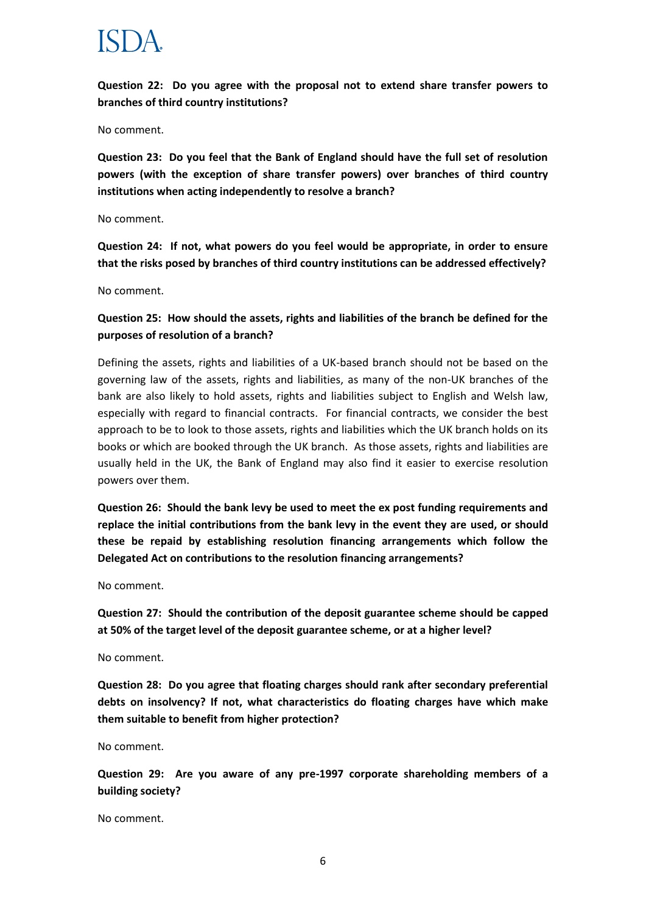**Question 22: Do you agree with the proposal not to extend share transfer powers to branches of third country institutions?**

No comment.

**Question 23: Do you feel that the Bank of England should have the full set of resolution powers (with the exception of share transfer powers) over branches of third country institutions when acting independently to resolve a branch?**

No comment.

**Question 24: If not, what powers do you feel would be appropriate, in order to ensure that the risks posed by branches of third country institutions can be addressed effectively?**

No comment.

**Question 25: How should the assets, rights and liabilities of the branch be defined for the purposes of resolution of a branch?**

Defining the assets, rights and liabilities of a UK-based branch should not be based on the governing law of the assets, rights and liabilities, as many of the non-UK branches of the bank are also likely to hold assets, rights and liabilities subject to English and Welsh law, especially with regard to financial contracts. For financial contracts, we consider the best approach to be to look to those assets, rights and liabilities which the UK branch holds on its books or which are booked through the UK branch. As those assets, rights and liabilities are usually held in the UK, the Bank of England may also find it easier to exercise resolution powers over them.

**Question 26: Should the bank levy be used to meet the ex post funding requirements and replace the initial contributions from the bank levy in the event they are used, or should these be repaid by establishing resolution financing arrangements which follow the Delegated Act on contributions to the resolution financing arrangements?**

No comment.

**Question 27: Should the contribution of the deposit guarantee scheme should be capped at 50% of the target level of the deposit guarantee scheme, or at a higher level?**

No comment.

**Question 28: Do you agree that floating charges should rank after secondary preferential debts on insolvency? If not, what characteristics do floating charges have which make them suitable to benefit from higher protection?**

No comment.

**Question 29: Are you aware of any pre-1997 corporate shareholding members of a building society?**

No comment.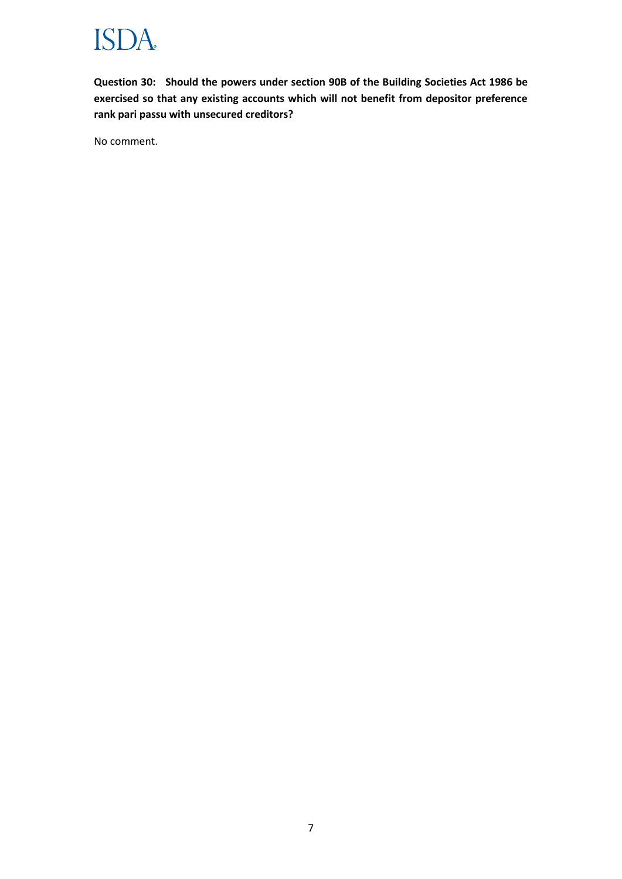**Question 30: Should the powers under section 90B of the Building Societies Act 1986 be exercised so that any existing accounts which will not benefit from depositor preference rank pari passu with unsecured creditors?**

No comment.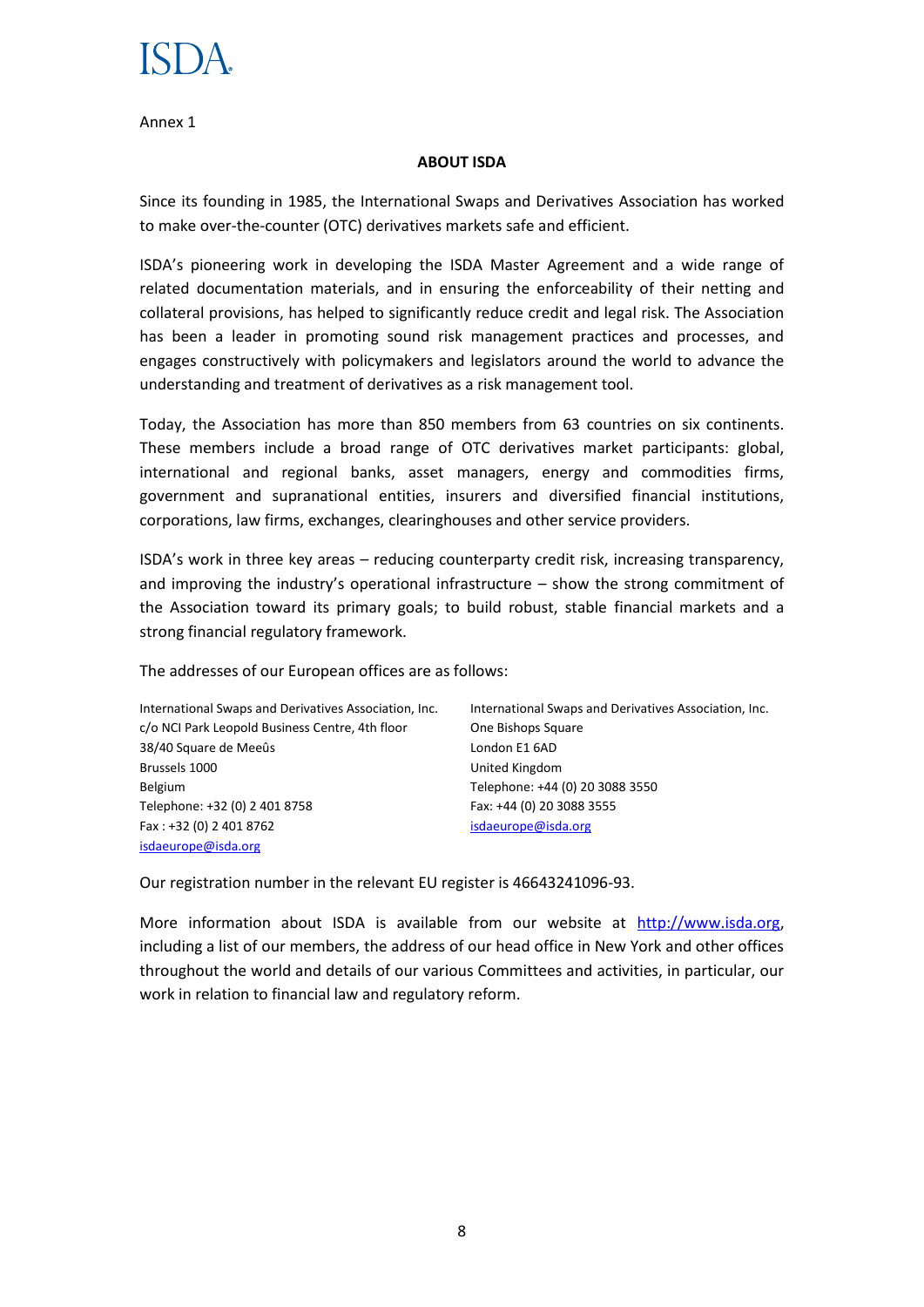ISDA

Annex 1

## ABOUT ISDA

Since its founding in 1985, the International Swaps and Derivatives Association has worked to make over-the-counter (OTC) derivatives markets safe and efficient.

ISDA's pioneering work in developing the ISDA Master Agreement and a wide range of related documentation materials, and in ensuring the enforceability of their netting and collateral provisions, has helped to significantly reduce credit and legal risk. The Association has been a leader in promoting sound risk management practices and processes, and engages constructively with policymakers and legislators around the world to advance the understanding and treatment of derivatives as a risk management tool.

Today, the Association has more than 850 members from 63 countries on six continents. These members include a broad range of OTC derivatives market participants: global, international and regional banks, asset managers, energy and commodities firms, government and supranational entities, insurers and diversified financial institutions, corporations, law firms, exchanges, clearinghouses and other service providers.

ISDA's work in three key areas – reducing counterparty credit risk, increasing transparency, and improving the industry's operational infrastructure – show the strong commitment of the Association toward its primary goals; to build robust, stable financial markets and a strong financial regulatory framework.

The addresses of our European offices are as follows:

International Swaps and Derivatives Association, Inc.
c/o NCI Park Leopold Business Centre, 4th floor
38/40 Square de Meeûs
Brussels 1000
Belgium
Telephone: +32 (0) 2 401 8758
Fax : +32 (0) 2 401 8762
isdaeurope@isda.org

International Swaps and Derivatives Association, Inc.
One Bishops Square
London E1 6AD
United Kingdom
Telephone: +44 (0) 20 3088 3550
Fax: +44 (0) 20 3088 3555
isdaeurope@isda.org

Our registration number in the relevant EU register is 46643241096-93.

More information about ISDA is available from our website at http://www.isda.org, including a list of our members, the address of our head office in New York and other offices throughout the world and details of our various Committees and activities, in particular, our work in relation to financial law and regulatory reform.